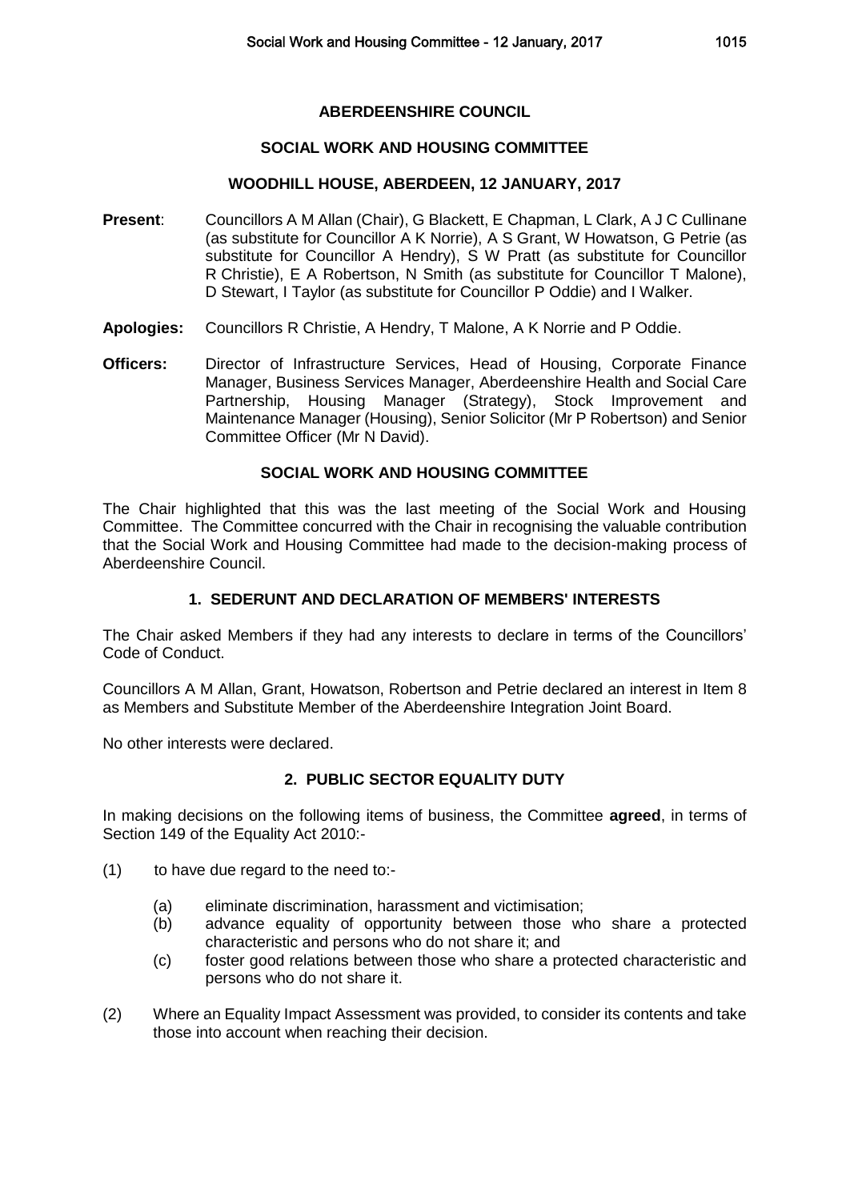# ABERDEENSHIRE COUNCIL

## SOCIAL WORK AND HOUSING COMMITTEE

### WOODHILL HOUSE, ABERDEEN, 12 JANUARY, 2017

**Present**: Councillors A M Allan (Chair), G Blackett, E Chapman, L Clark, A J C Cullinane (as substitute for Councillor A K Norrie), A S Grant, W Howatson, G Petrie (as substitute for Councillor A Hendry), S W Pratt (as substitute for Councillor R Christie), E A Robertson, N Smith (as substitute for Councillor T Malone), D Stewart, I Taylor (as substitute for Councillor P Oddie) and I Walker.

**Apologies:** Councillors R Christie, A Hendry, T Malone, A K Norrie and P Oddie.

**Officers:** Director of Infrastructure Services, Head of Housing, Corporate Finance Manager, Business Services Manager, Aberdeenshire Health and Social Care Partnership, Housing Manager (Strategy), Stock Improvement and Maintenance Manager (Housing), Senior Solicitor (Mr P Robertson) and Senior Committee Officer (Mr N David).

### SOCIAL WORK AND HOUSING COMMITTEE

The Chair highlighted that this was the last meeting of the Social Work and Housing Committee. The Committee concurred with the Chair in recognising the valuable contribution that the Social Work and Housing Committee had made to the decision-making process of Aberdeenshire Council.

### 1. SEDERUNT AND DECLARATION OF MEMBERS' INTERESTS

The Chair asked Members if they had any interests to declare in terms of the Councillors' Code of Conduct.

Councillors A M Allan, Grant, Howatson, Robertson and Petrie declared an interest in Item 8 as Members and Substitute Member of the Aberdeenshire Integration Joint Board.

No other interests were declared.

### 2. PUBLIC SECTOR EQUALITY DUTY

In making decisions on the following items of business, the Committee **agreed**, in terms of Section 149 of the Equality Act 2010:-

(1) to have due regard to the need to:-

   (a) eliminate discrimination, harassment and victimisation;
   
   (b) advance equality of opportunity between those who share a protected characteristic and persons who do not share it; and
   
   (c) foster good relations between those who share a protected characteristic and persons who do not share it.

(2) Where an Equality Impact Assessment was provided, to consider its contents and take those into account when reaching their decision.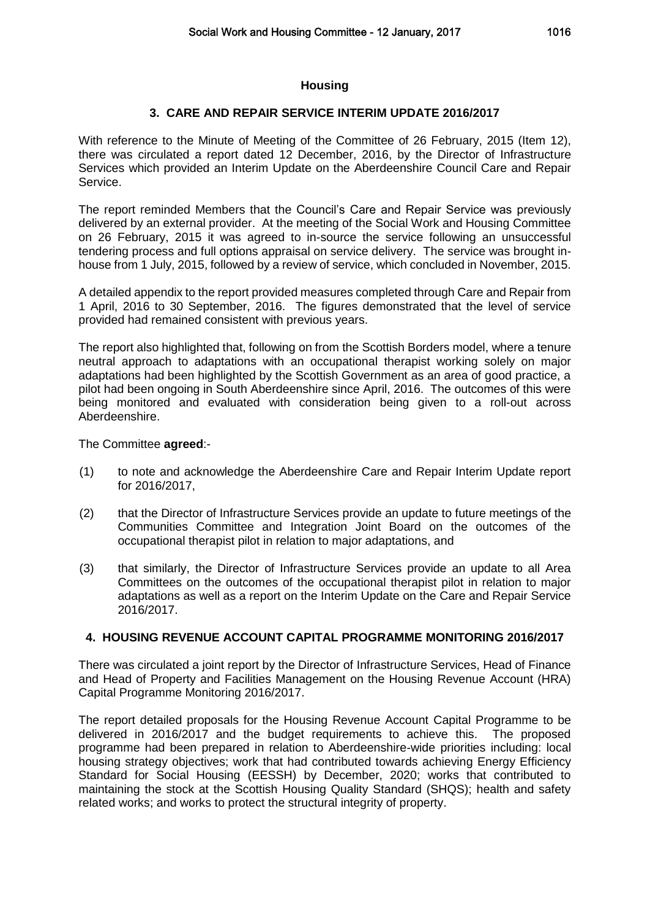## Housing

### 3. CARE AND REPAIR SERVICE INTERIM UPDATE 2016/2017

With reference to the Minute of Meeting of the Committee of 26 February, 2015 (Item 12), there was circulated a report dated 12 December, 2016, by the Director of Infrastructure Services which provided an Interim Update on the Aberdeenshire Council Care and Repair Service.

The report reminded Members that the Council's Care and Repair Service was previously delivered by an external provider. At the meeting of the Social Work and Housing Committee on 26 February, 2015 it was agreed to in-source the service following an unsuccessful tendering process and full options appraisal on service delivery. The service was brought in-house from 1 July, 2015, followed by a review of service, which concluded in November, 2015.

A detailed appendix to the report provided measures completed through Care and Repair from 1 April, 2016 to 30 September, 2016. The figures demonstrated that the level of service provided had remained consistent with previous years.

The report also highlighted that, following on from the Scottish Borders model, where a tenure neutral approach to adaptations with an occupational therapist working solely on major adaptations had been highlighted by the Scottish Government as an area of good practice, a pilot had been ongoing in South Aberdeenshire since April, 2016. The outcomes of this were being monitored and evaluated with consideration being given to a roll-out across Aberdeenshire.

The Committee **agreed**:-

(1) to note and acknowledge the Aberdeenshire Care and Repair Interim Update report for 2016/2017,

(2) that the Director of Infrastructure Services provide an update to future meetings of the Communities Committee and Integration Joint Board on the outcomes of the occupational therapist pilot in relation to major adaptations, and

(3) that similarly, the Director of Infrastructure Services provide an update to all Area Committees on the outcomes of the occupational therapist pilot in relation to major adaptations as well as a report on the Interim Update on the Care and Repair Service 2016/2017.

### 4. HOUSING REVENUE ACCOUNT CAPITAL PROGRAMME MONITORING 2016/2017

There was circulated a joint report by the Director of Infrastructure Services, Head of Finance and Head of Property and Facilities Management on the Housing Revenue Account (HRA) Capital Programme Monitoring 2016/2017.

The report detailed proposals for the Housing Revenue Account Capital Programme to be delivered in 2016/2017 and the budget requirements to achieve this. The proposed programme had been prepared in relation to Aberdeenshire-wide priorities including: local housing strategy objectives; work that had contributed towards achieving Energy Efficiency Standard for Social Housing (EESSH) by December, 2020; works that contributed to maintaining the stock at the Scottish Housing Quality Standard (SHQS); health and safety related works; and works to protect the structural integrity of property.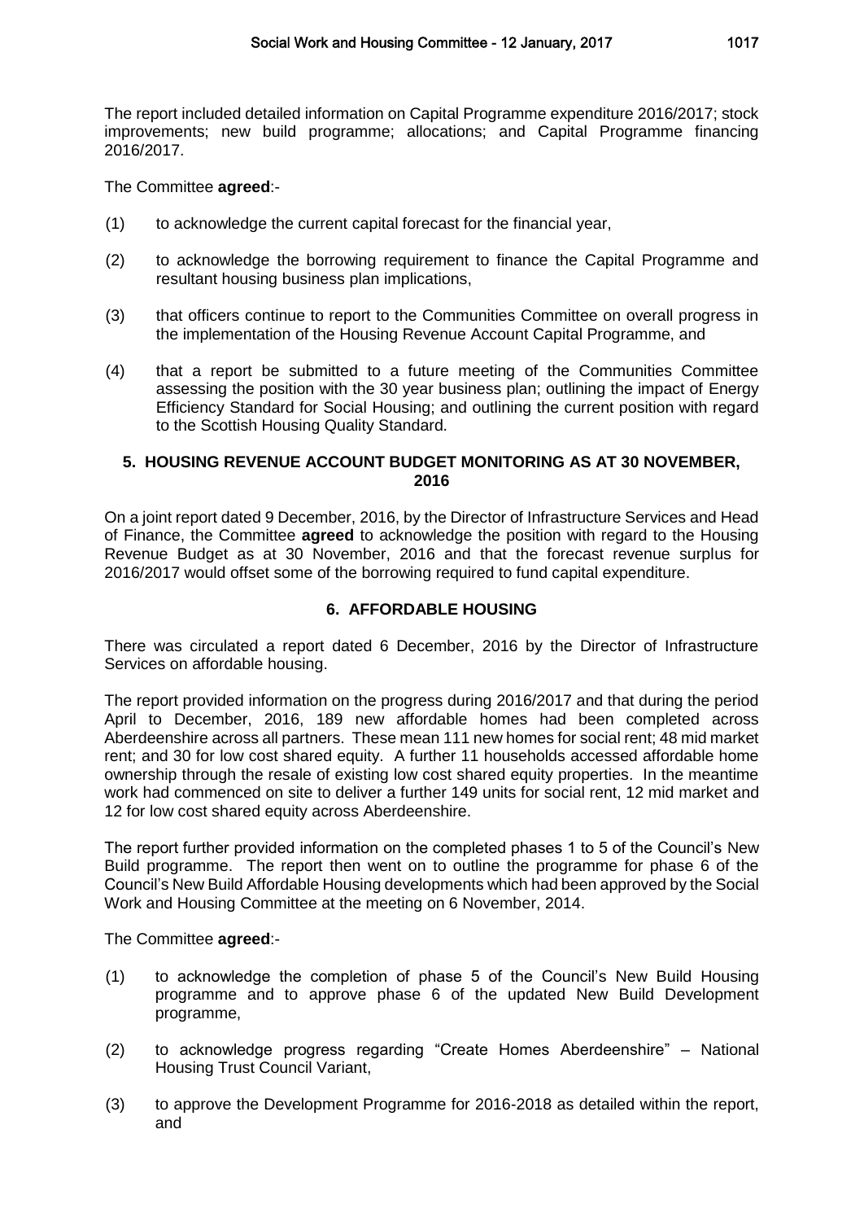The report included detailed information on Capital Programme expenditure 2016/2017; stock improvements; new build programme; allocations; and Capital Programme financing 2016/2017.

The Committee **agreed**:-

(1) to acknowledge the current capital forecast for the financial year,

(2) to acknowledge the borrowing requirement to finance the Capital Programme and resultant housing business plan implications,

(3) that officers continue to report to the Communities Committee on overall progress in the implementation of the Housing Revenue Account Capital Programme, and

(4) that a report be submitted to a future meeting of the Communities Committee assessing the position with the 30 year business plan; outlining the impact of Energy Efficiency Standard for Social Housing; and outlining the current position with regard to the Scottish Housing Quality Standard.

## 5. HOUSING REVENUE ACCOUNT BUDGET MONITORING AS AT 30 NOVEMBER, 2016

On a joint report dated 9 December, 2016, by the Director of Infrastructure Services and Head of Finance, the Committee **agreed** to acknowledge the position with regard to the Housing Revenue Budget as at 30 November, 2016 and that the forecast revenue surplus for 2016/2017 would offset some of the borrowing required to fund capital expenditure.

## 6. AFFORDABLE HOUSING

There was circulated a report dated 6 December, 2016 by the Director of Infrastructure Services on affordable housing.

The report provided information on the progress during 2016/2017 and that during the period April to December, 2016, 189 new affordable homes had been completed across Aberdeenshire across all partners. These mean 111 new homes for social rent; 48 mid market rent; and 30 for low cost shared equity. A further 11 households accessed affordable home ownership through the resale of existing low cost shared equity properties. In the meantime work had commenced on site to deliver a further 149 units for social rent, 12 mid market and 12 for low cost shared equity across Aberdeenshire.

The report further provided information on the completed phases 1 to 5 of the Council's New Build programme. The report then went on to outline the programme for phase 6 of the Council's New Build Affordable Housing developments which had been approved by the Social Work and Housing Committee at the meeting on 6 November, 2014.

The Committee **agreed**:-

(1) to acknowledge the completion of phase 5 of the Council's New Build Housing programme and to approve phase 6 of the updated New Build Development programme,

(2) to acknowledge progress regarding "Create Homes Aberdeenshire" – National Housing Trust Council Variant,

(3) to approve the Development Programme for 2016-2018 as detailed within the report, and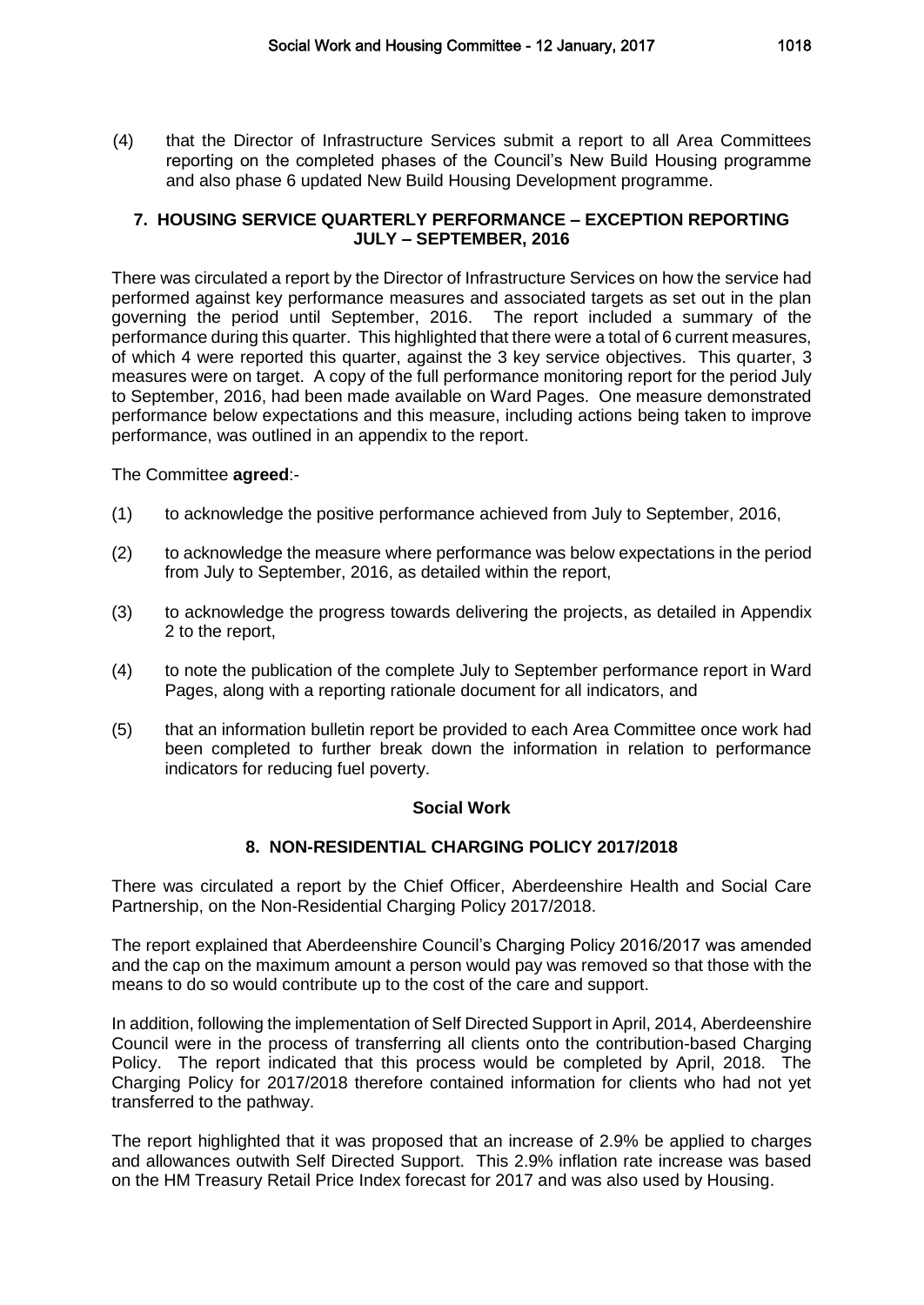(4) that the Director of Infrastructure Services submit a report to all Area Committees reporting on the completed phases of the Council's New Build Housing programme and also phase 6 updated New Build Housing Development programme.

## 7. HOUSING SERVICE QUARTERLY PERFORMANCE – EXCEPTION REPORTING JULY – SEPTEMBER, 2016

There was circulated a report by the Director of Infrastructure Services on how the service had performed against key performance measures and associated targets as set out in the plan governing the period until September, 2016. The report included a summary of the performance during this quarter. This highlighted that there were a total of 6 current measures, of which 4 were reported this quarter, against the 3 key service objectives. This quarter, 3 measures were on target. A copy of the full performance monitoring report for the period July to September, 2016, had been made available on Ward Pages. One measure demonstrated performance below expectations and this measure, including actions being taken to improve performance, was outlined in an appendix to the report.

The Committee **agreed**:-

(1) to acknowledge the positive performance achieved from July to September, 2016,

(2) to acknowledge the measure where performance was below expectations in the period from July to September, 2016, as detailed within the report,

(3) to acknowledge the progress towards delivering the projects, as detailed in Appendix 2 to the report,

(4) to note the publication of the complete July to September performance report in Ward Pages, along with a reporting rationale document for all indicators, and

(5) that an information bulletin report be provided to each Area Committee once work had been completed to further break down the information in relation to performance indicators for reducing fuel poverty.

### Social Work

## 8. NON-RESIDENTIAL CHARGING POLICY 2017/2018

There was circulated a report by the Chief Officer, Aberdeenshire Health and Social Care Partnership, on the Non-Residential Charging Policy 2017/2018.

The report explained that Aberdeenshire Council's Charging Policy 2016/2017 was amended and the cap on the maximum amount a person would pay was removed so that those with the means to do so would contribute up to the cost of the care and support.

In addition, following the implementation of Self Directed Support in April, 2014, Aberdeenshire Council were in the process of transferring all clients onto the contribution-based Charging Policy. The report indicated that this process would be completed by April, 2018. The Charging Policy for 2017/2018 therefore contained information for clients who had not yet transferred to the pathway.

The report highlighted that it was proposed that an increase of 2.9% be applied to charges and allowances outwith Self Directed Support. This 2.9% inflation rate increase was based on the HM Treasury Retail Price Index forecast for 2017 and was also used by Housing.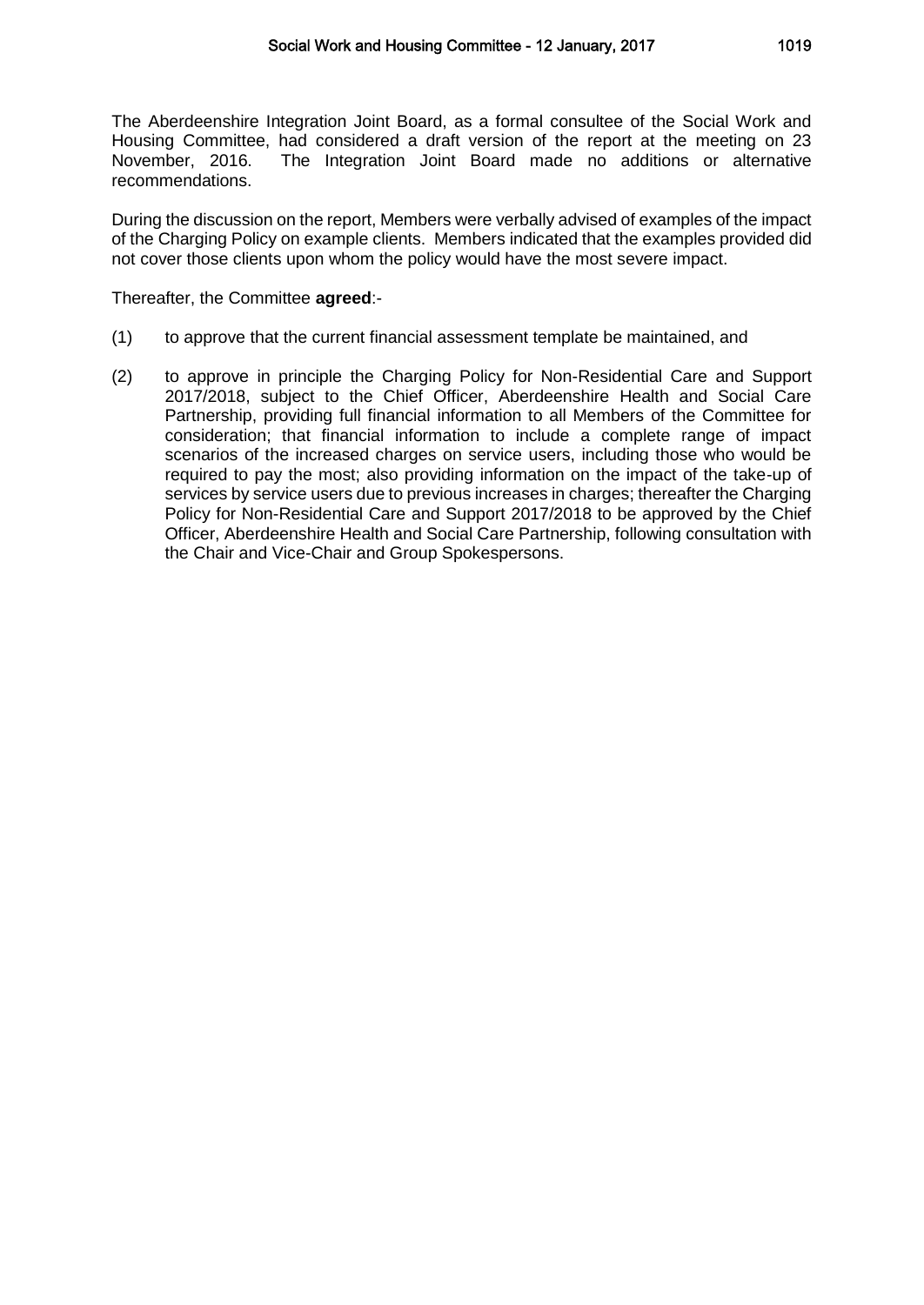The Aberdeenshire Integration Joint Board, as a formal consultee of the Social Work and Housing Committee, had considered a draft version of the report at the meeting on 23 November, 2016. The Integration Joint Board made no additions or alternative recommendations.

During the discussion on the report, Members were verbally advised of examples of the impact of the Charging Policy on example clients. Members indicated that the examples provided did not cover those clients upon whom the policy would have the most severe impact.

Thereafter, the Committee **agreed**:-

(1) to approve that the current financial assessment template be maintained, and

(2) to approve in principle the Charging Policy for Non-Residential Care and Support 2017/2018, subject to the Chief Officer, Aberdeenshire Health and Social Care Partnership, providing full financial information to all Members of the Committee for consideration; that financial information to include a complete range of impact scenarios of the increased charges on service users, including those who would be required to pay the most; also providing information on the impact of the take-up of services by service users due to previous increases in charges; thereafter the Charging Policy for Non-Residential Care and Support 2017/2018 to be approved by the Chief Officer, Aberdeenshire Health and Social Care Partnership, following consultation with the Chair and Vice-Chair and Group Spokespersons.